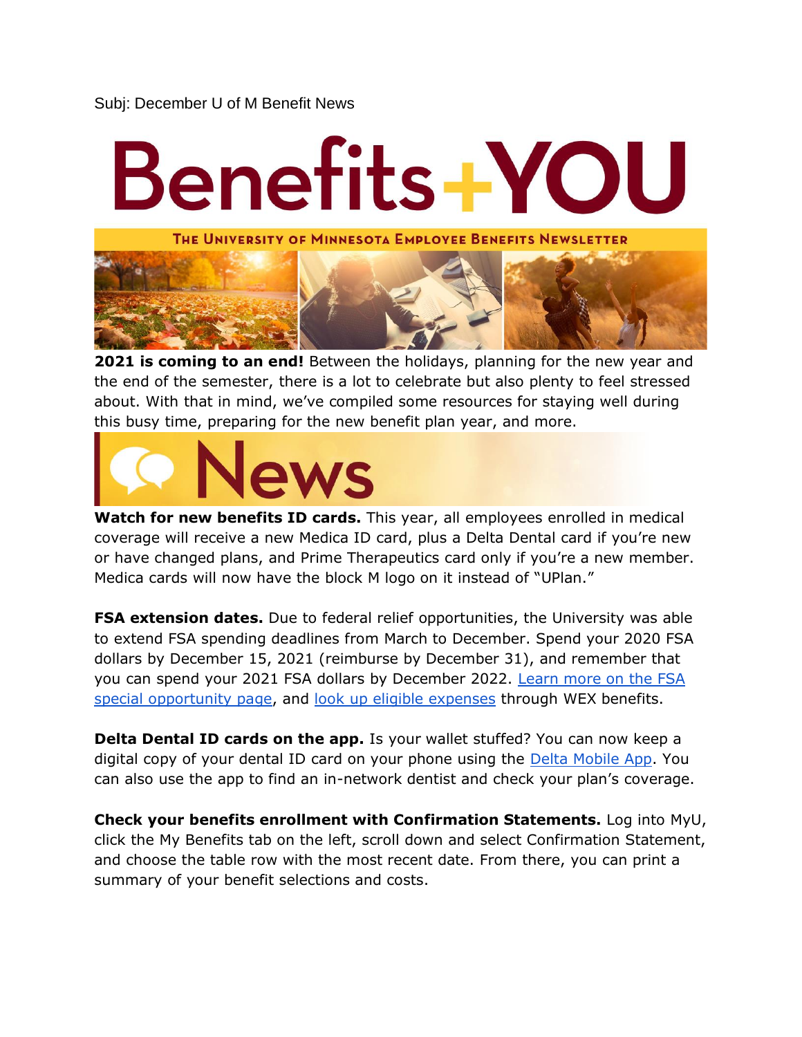Subj: December U of M Benefit News

# Benefits+YOU

THE UNIVERSITY OF MINNESOTA EMPLOYEE BENEFITS NEWSLETTER

**2021 is coming to an end!** Between the holidays, planning for the new year and the end of the semester, there is a lot to celebrate but also plenty to feel stressed about. With that in mind, we've compiled some resources for staying well during this busy time, preparing for the new benefit plan year, and more.

## News

**Watch for new benefits ID cards.** This year, all employees enrolled in medical coverage will receive a new Medica ID card, plus a Delta Dental card if you're new or have changed plans, and Prime Therapeutics card only if you're a new member. Medica cards will now have the block M logo on it instead of "UPlan."

**FSA extension dates.** Due to federal relief opportunities, the University was able to extend FSA spending deadlines from March to December. Spend your 2020 FSA dollars by December 15, 2021 (reimburse by December 31), and remember that you can spend your 2021 FSA dollars by December 2022. Learn more on the FSA special opportunity page, and look up eligible expenses through WEX benefits.

**Delta Dental ID cards on the app.** Is your wallet stuffed? You can now keep a digital copy of your dental ID card on your phone using the Delta Mobile App. You can also use the app to find an in-network dentist and check your plan's coverage.

**Check your benefits enrollment with Confirmation Statements.** Log into MyU, click the My Benefits tab on the left, scroll down and select Confirmation Statement, and choose the table row with the most recent date. From there, you can print a summary of your benefit selections and costs.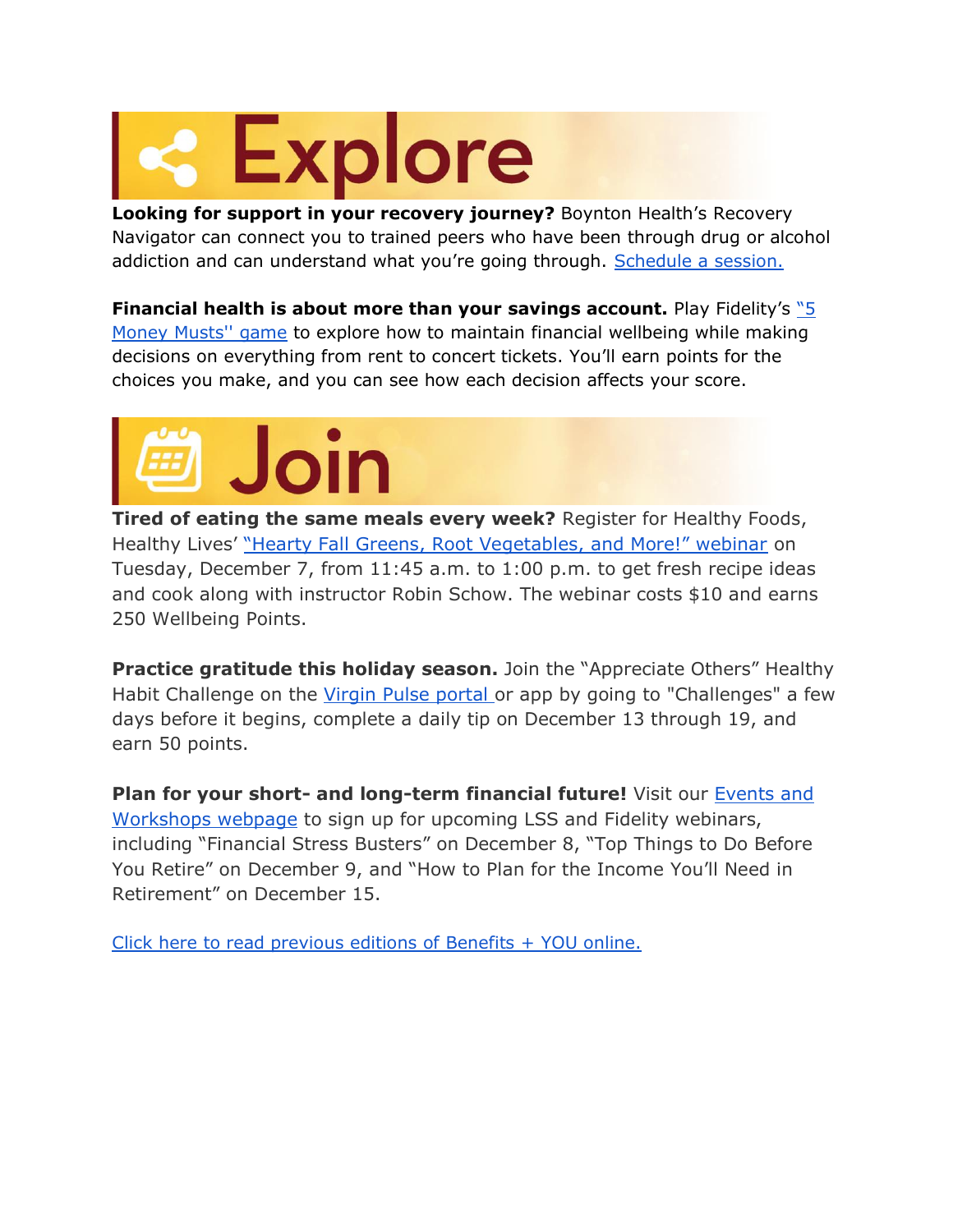# Explore

**Looking for support in your recovery journey?** Boynton Health's Recovery Navigator can connect you to trained peers who have been through drug or alcohol addiction and can understand what you're going through. [Schedule a session.]

**Financial health is about more than your savings account.** Play Fidelity's ["5 Money Musts'' game] to explore how to maintain financial wellbeing while making decisions on everything from rent to concert tickets. You'll earn points for the choices you make, and you can see how each decision affects your score.

# Join

**Tired of eating the same meals every week?** Register for Healthy Foods, Healthy Lives' ["Hearty Fall Greens, Root Vegetables, and More!" webinar] on Tuesday, December 7, from 11:45 a.m. to 1:00 p.m. to get fresh recipe ideas and cook along with instructor Robin Schow. The webinar costs $10 and earns 250 Wellbeing Points.

**Practice gratitude this holiday season.** Join the "Appreciate Others" Healthy Habit Challenge on the [Virgin Pulse portal] or app by going to "Challenges" a few days before it begins, complete a daily tip on December 13 through 19, and earn 50 points.

**Plan for your short- and long-term financial future!** Visit our [Events and Workshops webpage] to sign up for upcoming LSS and Fidelity webinars, including "Financial Stress Busters" on December 8, "Top Things to Do Before You Retire" on December 9, and "How to Plan for the Income You'll Need in Retirement" on December 15.

[Click here to read previous editions of Benefits + YOU online.]